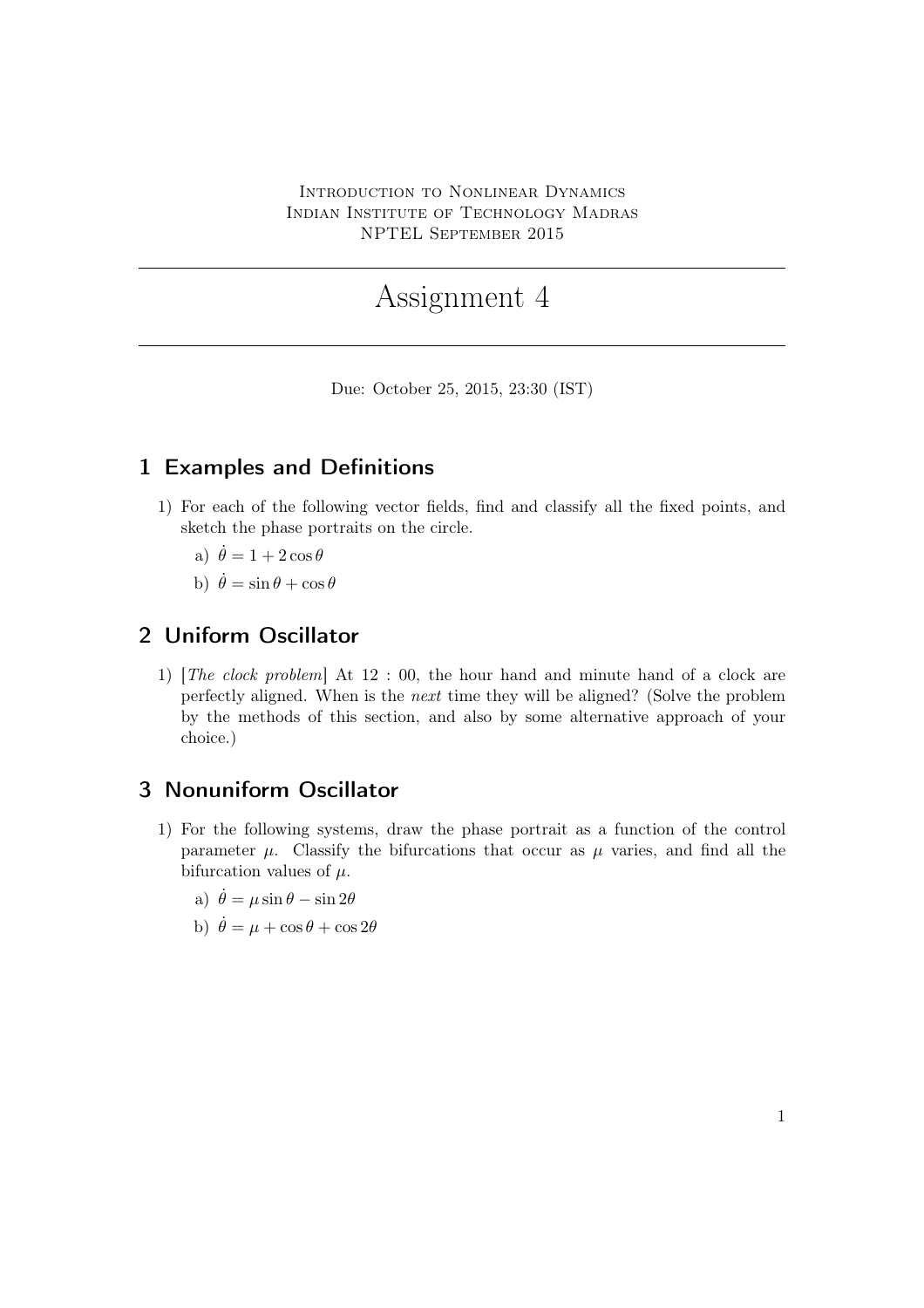Introduction to Nonlinear Dynamics
Indian Institute of Technology Madras
NPTEL September 2015

# Assignment 4

Due: October 25, 2015, 23:30 (IST)

## 1 Examples and Definitions

1) For each of the following vector fields, find and classify all the fixed points, and sketch the phase portraits on the circle.

   a) $\dot{\theta} = 1 + 2\cos\theta$

   b) $\dot{\theta} = \sin\theta + \cos\theta$

## 2 Uniform Oscillator

1) [*The clock problem*] At 12 : 00, the hour hand and minute hand of a clock are perfectly aligned. When is the *next* time they will be aligned? (Solve the problem by the methods of this section, and also by some alternative approach of your choice.)

## 3 Nonuniform Oscillator

1) For the following systems, draw the phase portrait as a function of the control parameter $\mu$. Classify the bifurcations that occur as $\mu$ varies, and find all the bifurcation values of $\mu$.

   a) $\dot{\theta} = \mu\sin\theta - \sin 2\theta$

   b) $\dot{\theta} = \mu + \cos\theta + \cos 2\theta$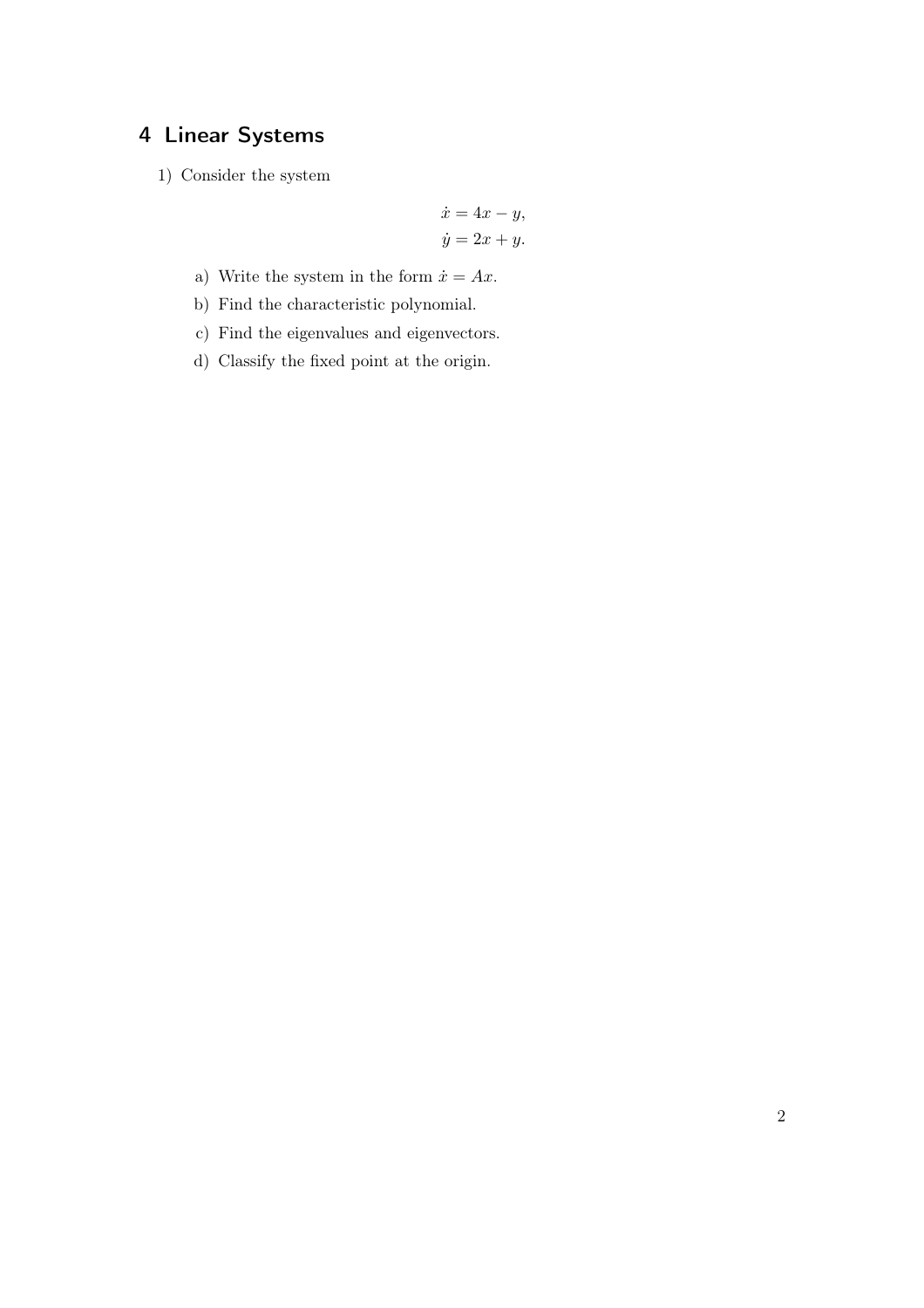## 4 Linear Systems

1) Consider the system

$$
\begin{aligned}
\dot{x} &= 4x - y, \\
\dot{y} &= 2x + y.
\end{aligned}
$$

  a) Write the system in the form $\dot{x} = Ax$.

  b) Find the characteristic polynomial.

  c) Find the eigenvalues and eigenvectors.

  d) Classify the fixed point at the origin.